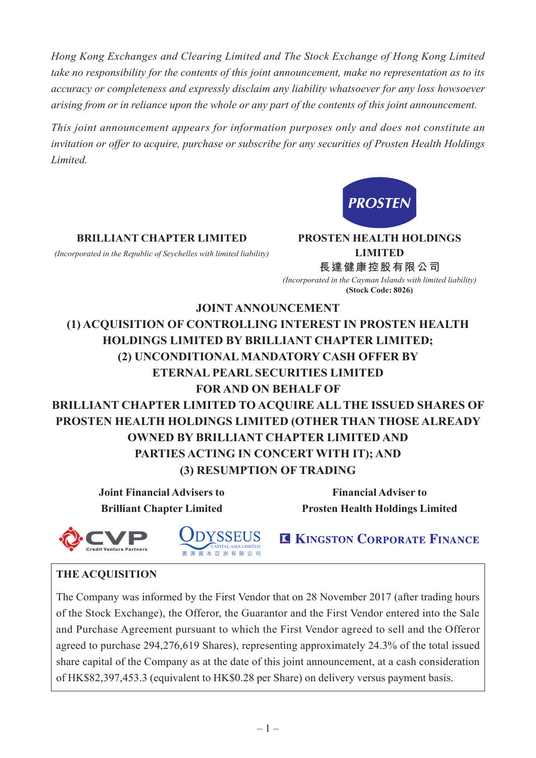*Hong Kong Exchanges and Clearing Limited and The Stock Exchange of Hong Kong Limited take no responsibility for the contents of this joint announcement, make no representation as to its accuracy or completeness and expressly disclaim any liability whatsoever for any loss howsoever arising from or in reliance upon the whole or any part of the contents of this joint announcement.*

*This joint announcement appears for information purposes only and does not constitute an invitation or offer to acquire, purchase or subscribe for any securities of Prosten Health Holdings Limited.*

PROSTEN

**BRILLIANT CHAPTER LIMITED**

*(Incorporated in the Republic of Seychelles with limited liability)*

**PROSTEN HEALTH HOLDINGS LIMITED**

**長達健康控股有限公司**

*(Incorporated in the Cayman Islands with limited liability)*

**(Stock Code: 8026)**

# JOINT ANNOUNCEMENT
# (1) ACQUISITION OF CONTROLLING INTEREST IN PROSTEN HEALTH HOLDINGS LIMITED BY BRILLIANT CHAPTER LIMITED; (2) UNCONDITIONAL MANDATORY CASH OFFER BY ETERNAL PEARL SECURITIES LIMITED FOR AND ON BEHALF OF BRILLIANT CHAPTER LIMITED TO ACQUIRE ALL THE ISSUED SHARES OF PROSTEN HEALTH HOLDINGS LIMITED (OTHER THAN THOSE ALREADY OWNED BY BRILLIANT CHAPTER LIMITED AND PARTIES ACTING IN CONCERT WITH IT); AND (3) RESUMPTION OF TRADING

**Joint Financial Advisers to Brilliant Chapter Limited**

CVP Credit Venture Partners

ODYSSEUS CAPITAL ASIA LIMITED 奧瀚資本亞洲有限公司

**Financial Adviser to Prosten Health Holdings Limited**

KINGSTON CORPORATE FINANCE

## THE ACQUISITION

The Company was informed by the First Vendor that on 28 November 2017 (after trading hours of the Stock Exchange), the Offeror, the Guarantor and the First Vendor entered into the Sale and Purchase Agreement pursuant to which the First Vendor agreed to sell and the Offeror agreed to purchase 294,276,619 Shares), representing approximately 24.3% of the total issued share capital of the Company as at the date of this joint announcement, at a cash consideration of HK$82,397,453.3 (equivalent to HK$0.28 per Share) on delivery versus payment basis.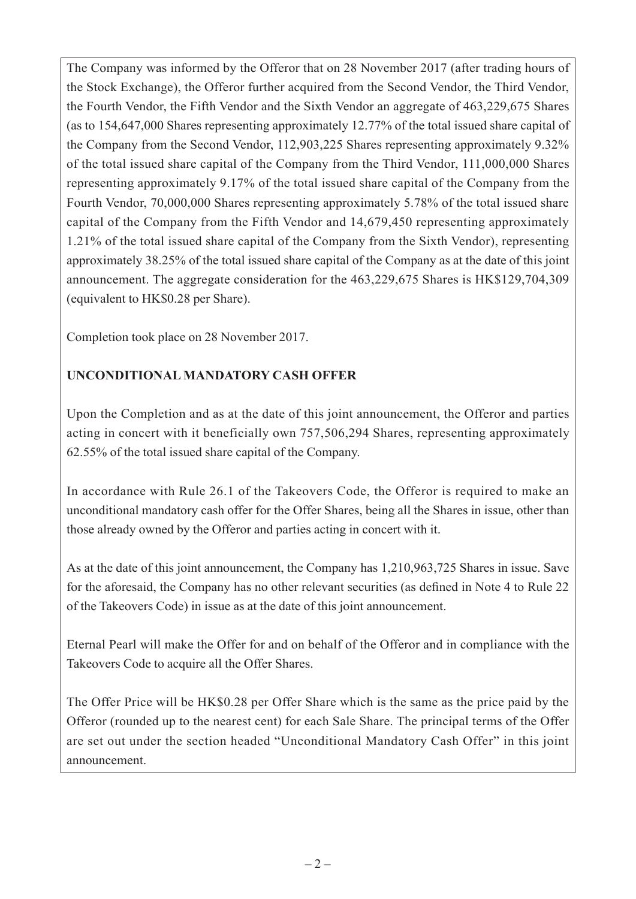The Company was informed by the Offeror that on 28 November 2017 (after trading hours of the Stock Exchange), the Offeror further acquired from the Second Vendor, the Third Vendor, the Fourth Vendor, the Fifth Vendor and the Sixth Vendor an aggregate of 463,229,675 Shares (as to 154,647,000 Shares representing approximately 12.77% of the total issued share capital of the Company from the Second Vendor, 112,903,225 Shares representing approximately 9.32% of the total issued share capital of the Company from the Third Vendor, 111,000,000 Shares representing approximately 9.17% of the total issued share capital of the Company from the Fourth Vendor, 70,000,000 Shares representing approximately 5.78% of the total issued share capital of the Company from the Fifth Vendor and 14,679,450 representing approximately 1.21% of the total issued share capital of the Company from the Sixth Vendor), representing approximately 38.25% of the total issued share capital of the Company as at the date of this joint announcement. The aggregate consideration for the 463,229,675 Shares is HK$129,704,309 (equivalent to HK$0.28 per Share).

Completion took place on 28 November 2017.

**UNCONDITIONAL MANDATORY CASH OFFER**

Upon the Completion and as at the date of this joint announcement, the Offeror and parties acting in concert with it beneficially own 757,506,294 Shares, representing approximately 62.55% of the total issued share capital of the Company.

In accordance with Rule 26.1 of the Takeovers Code, the Offeror is required to make an unconditional mandatory cash offer for the Offer Shares, being all the Shares in issue, other than those already owned by the Offeror and parties acting in concert with it.

As at the date of this joint announcement, the Company has 1,210,963,725 Shares in issue. Save for the aforesaid, the Company has no other relevant securities (as defined in Note 4 to Rule 22 of the Takeovers Code) in issue as at the date of this joint announcement.

Eternal Pearl will make the Offer for and on behalf of the Offeror and in compliance with the Takeovers Code to acquire all the Offer Shares.

The Offer Price will be HK$0.28 per Offer Share which is the same as the price paid by the Offeror (rounded up to the nearest cent) for each Sale Share. The principal terms of the Offer are set out under the section headed "Unconditional Mandatory Cash Offer" in this joint announcement.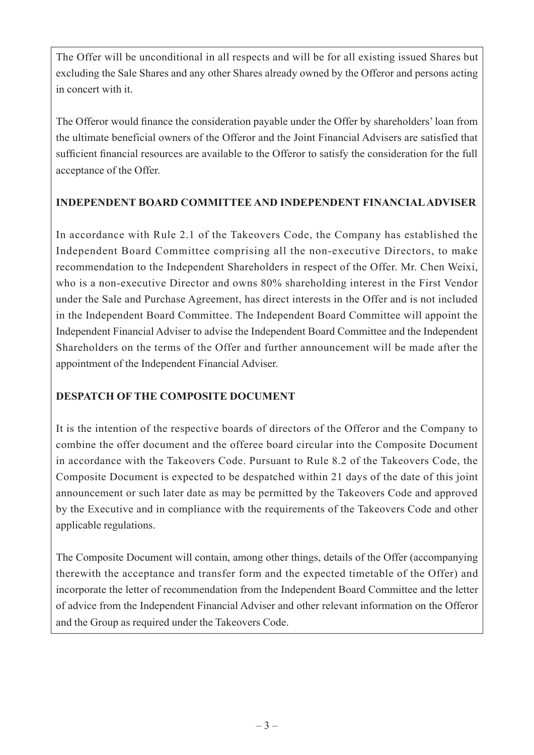The Offer will be unconditional in all respects and will be for all existing issued Shares but excluding the Sale Shares and any other Shares already owned by the Offeror and persons acting in concert with it.

The Offeror would finance the consideration payable under the Offer by shareholders' loan from the ultimate beneficial owners of the Offeror and the Joint Financial Advisers are satisfied that sufficient financial resources are available to the Offeror to satisfy the consideration for the full acceptance of the Offer.

## INDEPENDENT BOARD COMMITTEE AND INDEPENDENT FINANCIAL ADVISER

In accordance with Rule 2.1 of the Takeovers Code, the Company has established the Independent Board Committee comprising all the non-executive Directors, to make recommendation to the Independent Shareholders in respect of the Offer. Mr. Chen Weixi, who is a non-executive Director and owns 80% shareholding interest in the First Vendor under the Sale and Purchase Agreement, has direct interests in the Offer and is not included in the Independent Board Committee. The Independent Board Committee will appoint the Independent Financial Adviser to advise the Independent Board Committee and the Independent Shareholders on the terms of the Offer and further announcement will be made after the appointment of the Independent Financial Adviser.

## DESPATCH OF THE COMPOSITE DOCUMENT

It is the intention of the respective boards of directors of the Offeror and the Company to combine the offer document and the offeree board circular into the Composite Document in accordance with the Takeovers Code. Pursuant to Rule 8.2 of the Takeovers Code, the Composite Document is expected to be despatched within 21 days of the date of this joint announcement or such later date as may be permitted by the Takeovers Code and approved by the Executive and in compliance with the requirements of the Takeovers Code and other applicable regulations.

The Composite Document will contain, among other things, details of the Offer (accompanying therewith the acceptance and transfer form and the expected timetable of the Offer) and incorporate the letter of recommendation from the Independent Board Committee and the letter of advice from the Independent Financial Adviser and other relevant information on the Offeror and the Group as required under the Takeovers Code.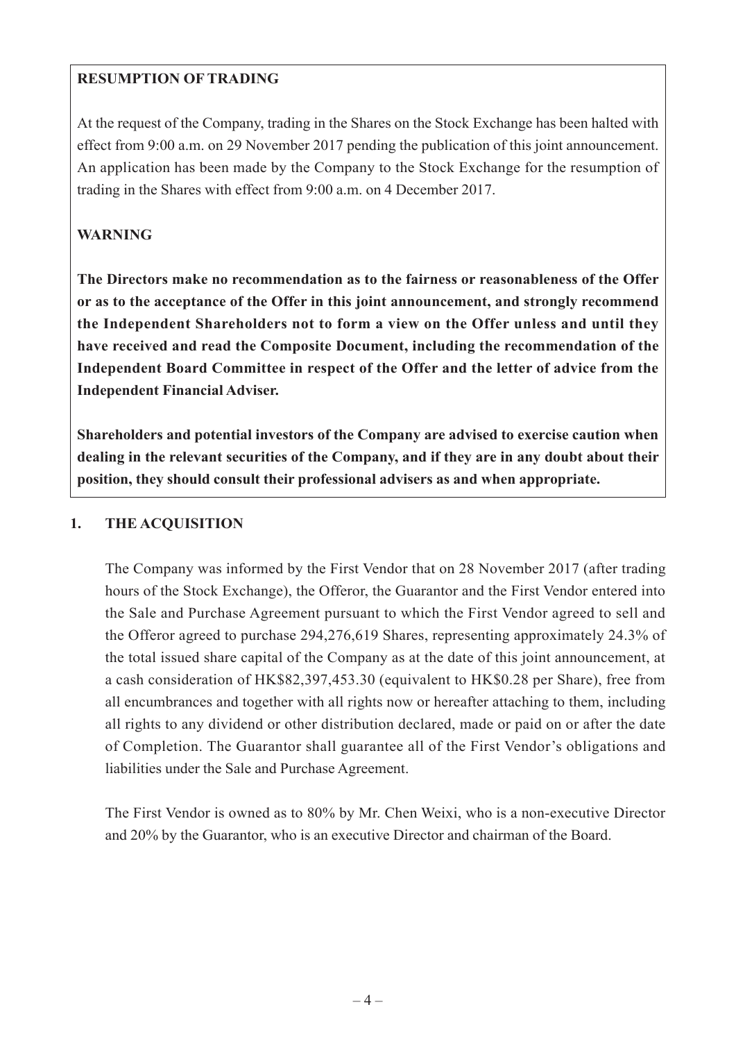**RESUMPTION OF TRADING**

At the request of the Company, trading in the Shares on the Stock Exchange has been halted with effect from 9:00 a.m. on 29 November 2017 pending the publication of this joint announcement. An application has been made by the Company to the Stock Exchange for the resumption of trading in the Shares with effect from 9:00 a.m. on 4 December 2017.

**WARNING**

**The Directors make no recommendation as to the fairness or reasonableness of the Offer or as to the acceptance of the Offer in this joint announcement, and strongly recommend the Independent Shareholders not to form a view on the Offer unless and until they have received and read the Composite Document, including the recommendation of the Independent Board Committee in respect of the Offer and the letter of advice from the Independent Financial Adviser.**

**Shareholders and potential investors of the Company are advised to exercise caution when dealing in the relevant securities of the Company, and if they are in any doubt about their position, they should consult their professional advisers as and when appropriate.**

## 1. THE ACQUISITION

The Company was informed by the First Vendor that on 28 November 2017 (after trading hours of the Stock Exchange), the Offeror, the Guarantor and the First Vendor entered into the Sale and Purchase Agreement pursuant to which the First Vendor agreed to sell and the Offeror agreed to purchase 294,276,619 Shares, representing approximately 24.3% of the total issued share capital of the Company as at the date of this joint announcement, at a cash consideration of HK$82,397,453.30 (equivalent to HK$0.28 per Share), free from all encumbrances and together with all rights now or hereafter attaching to them, including all rights to any dividend or other distribution declared, made or paid on or after the date of Completion. The Guarantor shall guarantee all of the First Vendor's obligations and liabilities under the Sale and Purchase Agreement.

The First Vendor is owned as to 80% by Mr. Chen Weixi, who is a non-executive Director and 20% by the Guarantor, who is an executive Director and chairman of the Board.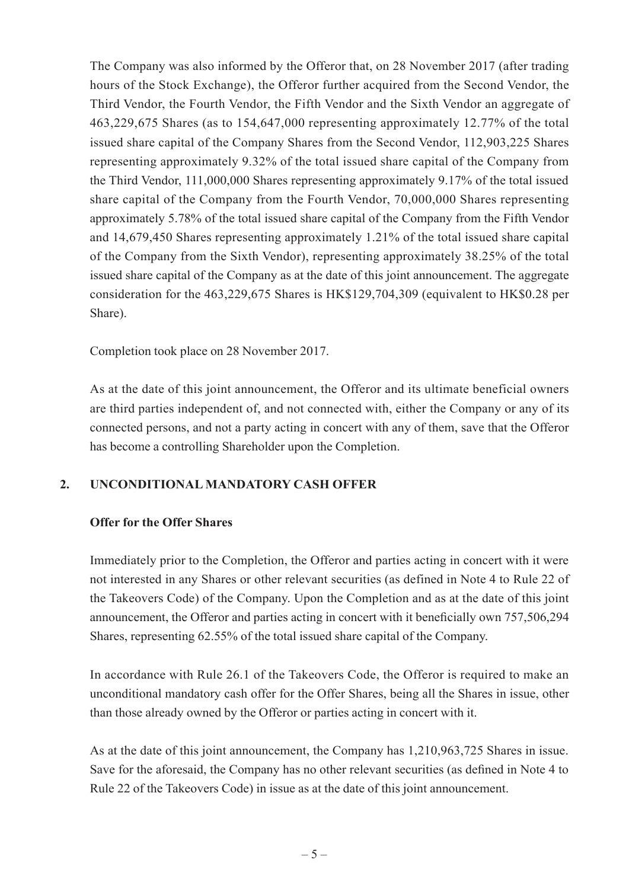The Company was also informed by the Offeror that, on 28 November 2017 (after trading hours of the Stock Exchange), the Offeror further acquired from the Second Vendor, the Third Vendor, the Fourth Vendor, the Fifth Vendor and the Sixth Vendor an aggregate of 463,229,675 Shares (as to 154,647,000 representing approximately 12.77% of the total issued share capital of the Company Shares from the Second Vendor, 112,903,225 Shares representing approximately 9.32% of the total issued share capital of the Company from the Third Vendor, 111,000,000 Shares representing approximately 9.17% of the total issued share capital of the Company from the Fourth Vendor, 70,000,000 Shares representing approximately 5.78% of the total issued share capital of the Company from the Fifth Vendor and 14,679,450 Shares representing approximately 1.21% of the total issued share capital of the Company from the Sixth Vendor), representing approximately 38.25% of the total issued share capital of the Company as at the date of this joint announcement. The aggregate consideration for the 463,229,675 Shares is HK$129,704,309 (equivalent to HK$0.28 per Share).

Completion took place on 28 November 2017.

As at the date of this joint announcement, the Offeror and its ultimate beneficial owners are third parties independent of, and not connected with, either the Company or any of its connected persons, and not a party acting in concert with any of them, save that the Offeror has become a controlling Shareholder upon the Completion.

## 2. UNCONDITIONAL MANDATORY CASH OFFER

### Offer for the Offer Shares

Immediately prior to the Completion, the Offeror and parties acting in concert with it were not interested in any Shares or other relevant securities (as defined in Note 4 to Rule 22 of the Takeovers Code) of the Company. Upon the Completion and as at the date of this joint announcement, the Offeror and parties acting in concert with it beneficially own 757,506,294 Shares, representing 62.55% of the total issued share capital of the Company.

In accordance with Rule 26.1 of the Takeovers Code, the Offeror is required to make an unconditional mandatory cash offer for the Offer Shares, being all the Shares in issue, other than those already owned by the Offeror or parties acting in concert with it.

As at the date of this joint announcement, the Company has 1,210,963,725 Shares in issue. Save for the aforesaid, the Company has no other relevant securities (as defined in Note 4 to Rule 22 of the Takeovers Code) in issue as at the date of this joint announcement.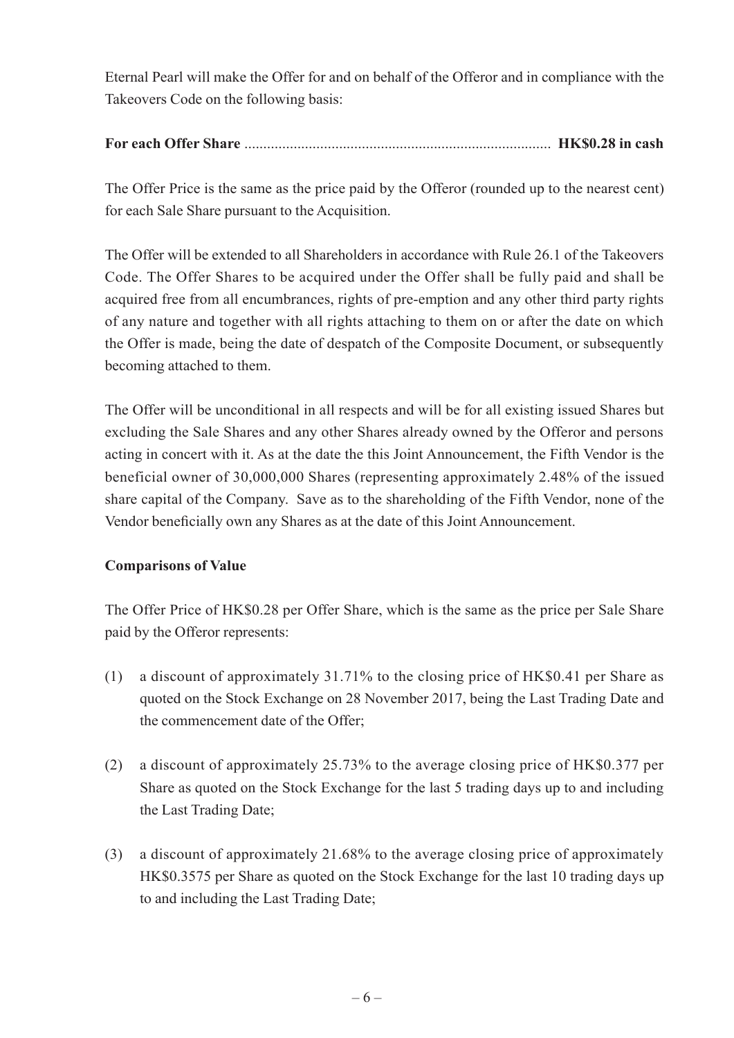Eternal Pearl will make the Offer for and on behalf of the Offeror and in compliance with the Takeovers Code on the following basis:

**For each Offer Share** ................................................................................ **HK$0.28 in cash**

The Offer Price is the same as the price paid by the Offeror (rounded up to the nearest cent) for each Sale Share pursuant to the Acquisition.

The Offer will be extended to all Shareholders in accordance with Rule 26.1 of the Takeovers Code. The Offer Shares to be acquired under the Offer shall be fully paid and shall be acquired free from all encumbrances, rights of pre-emption and any other third party rights of any nature and together with all rights attaching to them on or after the date on which the Offer is made, being the date of despatch of the Composite Document, or subsequently becoming attached to them.

The Offer will be unconditional in all respects and will be for all existing issued Shares but excluding the Sale Shares and any other Shares already owned by the Offeror and persons acting in concert with it. As at the date the this Joint Announcement, the Fifth Vendor is the beneficial owner of 30,000,000 Shares (representing approximately 2.48% of the issued share capital of the Company. Save as to the shareholding of the Fifth Vendor, none of the Vendor beneficially own any Shares as at the date of this Joint Announcement.

**Comparisons of Value**

The Offer Price of HK$0.28 per Offer Share, which is the same as the price per Sale Share paid by the Offeror represents:

(1) a discount of approximately 31.71% to the closing price of HK$0.41 per Share as quoted on the Stock Exchange on 28 November 2017, being the Last Trading Date and the commencement date of the Offer;

(2) a discount of approximately 25.73% to the average closing price of HK$0.377 per Share as quoted on the Stock Exchange for the last 5 trading days up to and including the Last Trading Date;

(3) a discount of approximately 21.68% to the average closing price of approximately HK$0.3575 per Share as quoted on the Stock Exchange for the last 10 trading days up to and including the Last Trading Date;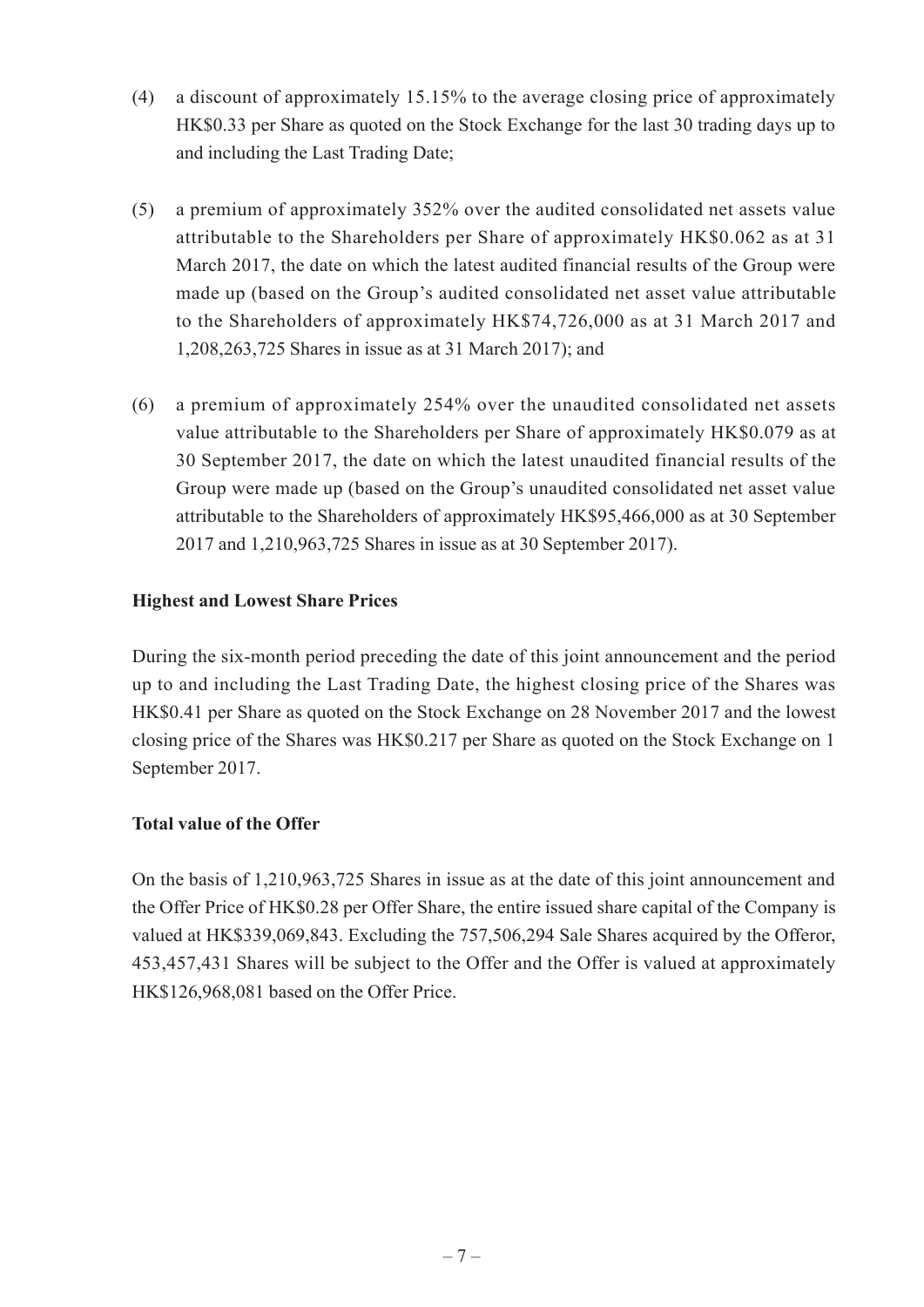(4) a discount of approximately 15.15% to the average closing price of approximately HK$0.33 per Share as quoted on the Stock Exchange for the last 30 trading days up to and including the Last Trading Date;

(5) a premium of approximately 352% over the audited consolidated net assets value attributable to the Shareholders per Share of approximately HK$0.062 as at 31 March 2017, the date on which the latest audited financial results of the Group were made up (based on the Group's audited consolidated net asset value attributable to the Shareholders of approximately HK$74,726,000 as at 31 March 2017 and 1,208,263,725 Shares in issue as at 31 March 2017); and

(6) a premium of approximately 254% over the unaudited consolidated net assets value attributable to the Shareholders per Share of approximately HK$0.079 as at 30 September 2017, the date on which the latest unaudited financial results of the Group were made up (based on the Group's unaudited consolidated net asset value attributable to the Shareholders of approximately HK$95,466,000 as at 30 September 2017 and 1,210,963,725 Shares in issue as at 30 September 2017).

**Highest and Lowest Share Prices**

During the six-month period preceding the date of this joint announcement and the period up to and including the Last Trading Date, the highest closing price of the Shares was HK$0.41 per Share as quoted on the Stock Exchange on 28 November 2017 and the lowest closing price of the Shares was HK$0.217 per Share as quoted on the Stock Exchange on 1 September 2017.

**Total value of the Offer**

On the basis of 1,210,963,725 Shares in issue as at the date of this joint announcement and the Offer Price of HK$0.28 per Offer Share, the entire issued share capital of the Company is valued at HK$339,069,843. Excluding the 757,506,294 Sale Shares acquired by the Offeror, 453,457,431 Shares will be subject to the Offer and the Offer is valued at approximately HK$126,968,081 based on the Offer Price.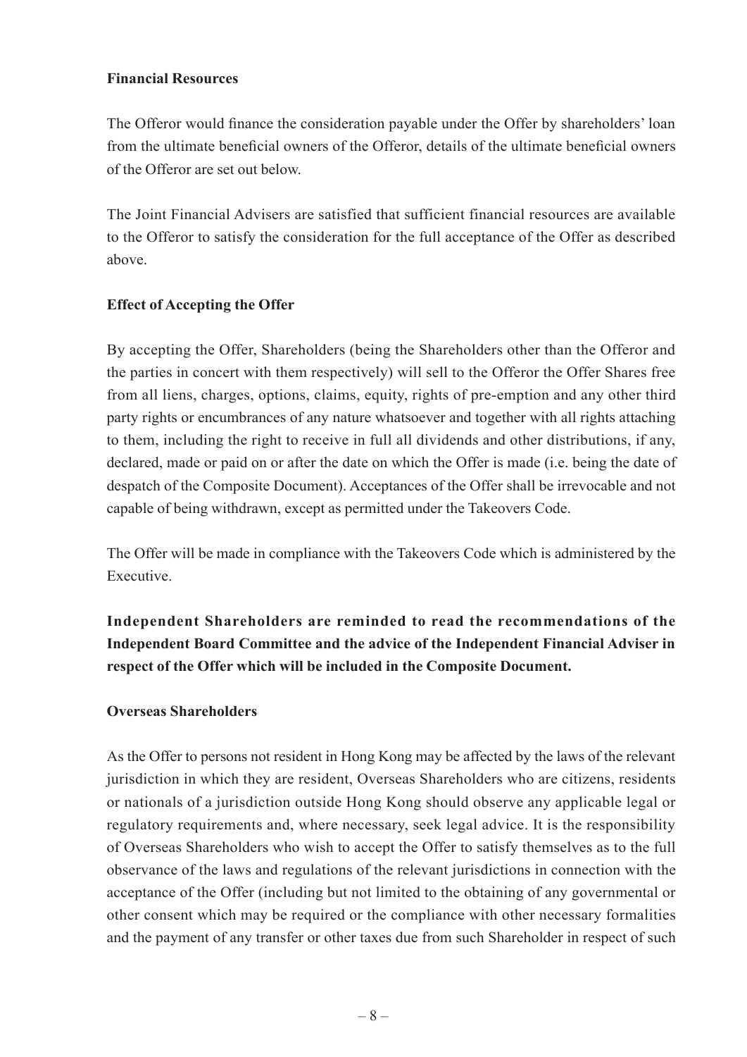**Financial Resources**

The Offeror would finance the consideration payable under the Offer by shareholders' loan from the ultimate beneficial owners of the Offeror, details of the ultimate beneficial owners of the Offeror are set out below.

The Joint Financial Advisers are satisfied that sufficient financial resources are available to the Offeror to satisfy the consideration for the full acceptance of the Offer as described above.

**Effect of Accepting the Offer**

By accepting the Offer, Shareholders (being the Shareholders other than the Offeror and the parties in concert with them respectively) will sell to the Offeror the Offer Shares free from all liens, charges, options, claims, equity, rights of pre-emption and any other third party rights or encumbrances of any nature whatsoever and together with all rights attaching to them, including the right to receive in full all dividends and other distributions, if any, declared, made or paid on or after the date on which the Offer is made (i.e. being the date of despatch of the Composite Document). Acceptances of the Offer shall be irrevocable and not capable of being withdrawn, except as permitted under the Takeovers Code.

The Offer will be made in compliance with the Takeovers Code which is administered by the Executive.

**Independent Shareholders are reminded to read the recommendations of the Independent Board Committee and the advice of the Independent Financial Adviser in respect of the Offer which will be included in the Composite Document.**

**Overseas Shareholders**

As the Offer to persons not resident in Hong Kong may be affected by the laws of the relevant jurisdiction in which they are resident, Overseas Shareholders who are citizens, residents or nationals of a jurisdiction outside Hong Kong should observe any applicable legal or regulatory requirements and, where necessary, seek legal advice. It is the responsibility of Overseas Shareholders who wish to accept the Offer to satisfy themselves as to the full observance of the laws and regulations of the relevant jurisdictions in connection with the acceptance of the Offer (including but not limited to the obtaining of any governmental or other consent which may be required or the compliance with other necessary formalities and the payment of any transfer or other taxes due from such Shareholder in respect of such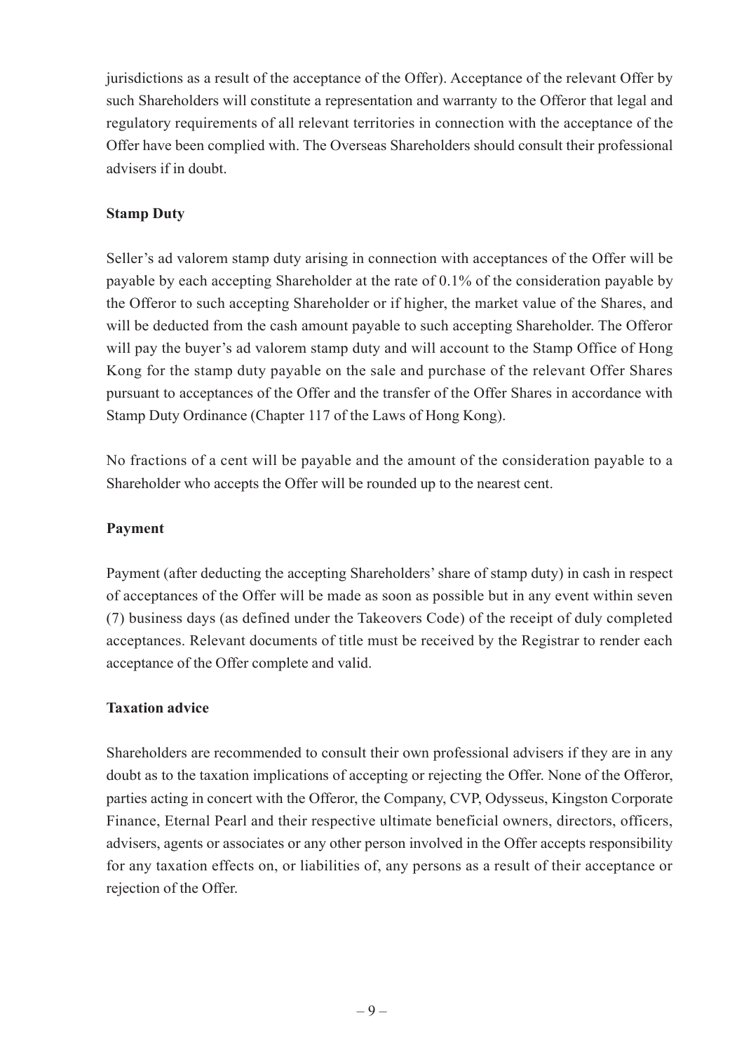jurisdictions as a result of the acceptance of the Offer). Acceptance of the relevant Offer by such Shareholders will constitute a representation and warranty to the Offeror that legal and regulatory requirements of all relevant territories in connection with the acceptance of the Offer have been complied with. The Overseas Shareholders should consult their professional advisers if in doubt.

**Stamp Duty**

Seller's ad valorem stamp duty arising in connection with acceptances of the Offer will be payable by each accepting Shareholder at the rate of 0.1% of the consideration payable by the Offeror to such accepting Shareholder or if higher, the market value of the Shares, and will be deducted from the cash amount payable to such accepting Shareholder. The Offeror will pay the buyer's ad valorem stamp duty and will account to the Stamp Office of Hong Kong for the stamp duty payable on the sale and purchase of the relevant Offer Shares pursuant to acceptances of the Offer and the transfer of the Offer Shares in accordance with Stamp Duty Ordinance (Chapter 117 of the Laws of Hong Kong).

No fractions of a cent will be payable and the amount of the consideration payable to a Shareholder who accepts the Offer will be rounded up to the nearest cent.

**Payment**

Payment (after deducting the accepting Shareholders' share of stamp duty) in cash in respect of acceptances of the Offer will be made as soon as possible but in any event within seven (7) business days (as defined under the Takeovers Code) of the receipt of duly completed acceptances. Relevant documents of title must be received by the Registrar to render each acceptance of the Offer complete and valid.

**Taxation advice**

Shareholders are recommended to consult their own professional advisers if they are in any doubt as to the taxation implications of accepting or rejecting the Offer. None of the Offeror, parties acting in concert with the Offeror, the Company, CVP, Odysseus, Kingston Corporate Finance, Eternal Pearl and their respective ultimate beneficial owners, directors, officers, advisers, agents or associates or any other person involved in the Offer accepts responsibility for any taxation effects on, or liabilities of, any persons as a result of their acceptance or rejection of the Offer.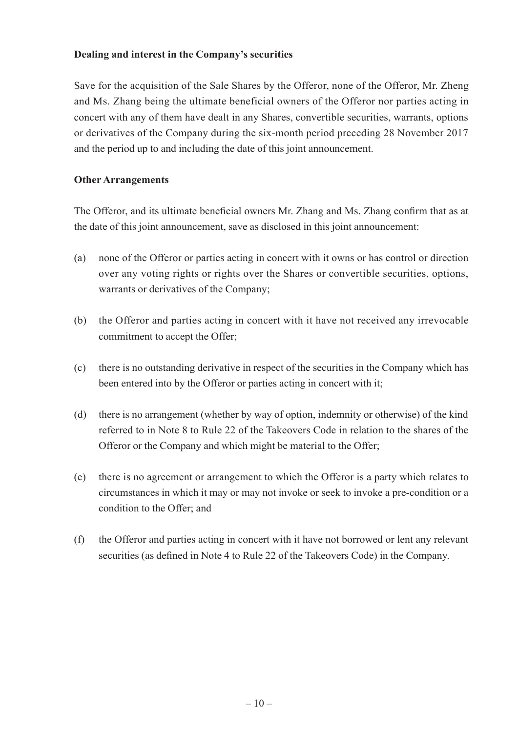**Dealing and interest in the Company's securities**

Save for the acquisition of the Sale Shares by the Offeror, none of the Offeror, Mr. Zheng and Ms. Zhang being the ultimate beneficial owners of the Offeror nor parties acting in concert with any of them have dealt in any Shares, convertible securities, warrants, options or derivatives of the Company during the six-month period preceding 28 November 2017 and the period up to and including the date of this joint announcement.

**Other Arrangements**

The Offeror, and its ultimate beneficial owners Mr. Zhang and Ms. Zhang confirm that as at the date of this joint announcement, save as disclosed in this joint announcement:

(a) none of the Offeror or parties acting in concert with it owns or has control or direction over any voting rights or rights over the Shares or convertible securities, options, warrants or derivatives of the Company;

(b) the Offeror and parties acting in concert with it have not received any irrevocable commitment to accept the Offer;

(c) there is no outstanding derivative in respect of the securities in the Company which has been entered into by the Offeror or parties acting in concert with it;

(d) there is no arrangement (whether by way of option, indemnity or otherwise) of the kind referred to in Note 8 to Rule 22 of the Takeovers Code in relation to the shares of the Offeror or the Company and which might be material to the Offer;

(e) there is no agreement or arrangement to which the Offeror is a party which relates to circumstances in which it may or may not invoke or seek to invoke a pre-condition or a condition to the Offer; and

(f) the Offeror and parties acting in concert with it have not borrowed or lent any relevant securities (as defined in Note 4 to Rule 22 of the Takeovers Code) in the Company.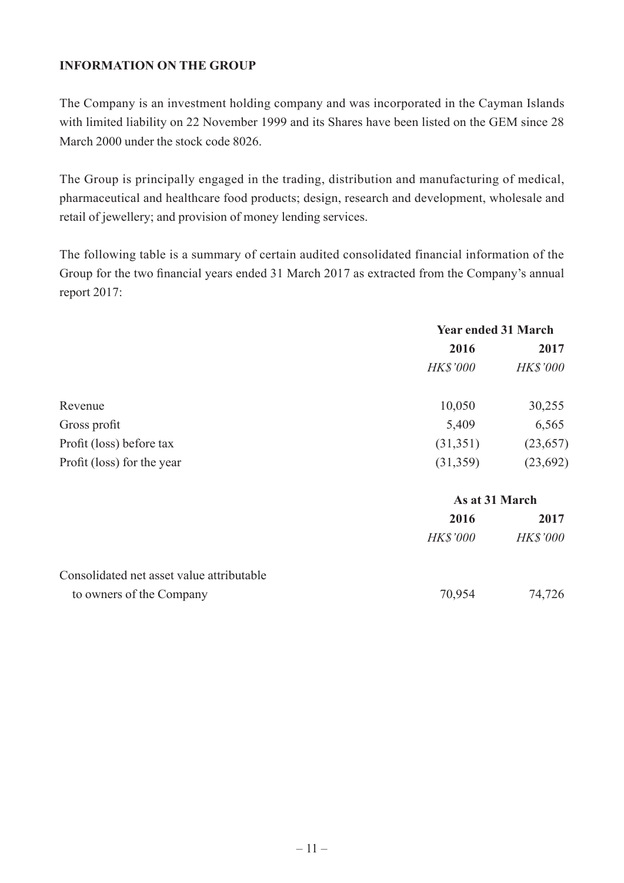## INFORMATION ON THE GROUP

The Company is an investment holding company and was incorporated in the Cayman Islands with limited liability on 22 November 1999 and its Shares have been listed on the GEM since 28 March 2000 under the stock code 8026.

The Group is principally engaged in the trading, distribution and manufacturing of medical, pharmaceutical and healthcare food products; design, research and development, wholesale and retail of jewellery; and provision of money lending services.

The following table is a summary of certain audited consolidated financial information of the Group for the two financial years ended 31 March 2017 as extracted from the Company's annual report 2017:

| | **Year ended 31 March** | |
|---|---|---|
| | **2016** | **2017** |
| | *HK$'000* | *HK$'000* |
| Revenue | 10,050 | 30,255 |
| Gross profit | 5,409 | 6,565 |
| Profit (loss) before tax | (31,351) | (23,657) |
| Profit (loss) for the year | (31,359) | (23,692) |

| | **As at 31 March** | |
|---|---|---|
| | **2016** | **2017** |
| | *HK$'000* | *HK$'000* |
| Consolidated net asset value attributable to owners of the Company | 70,954 | 74,726 |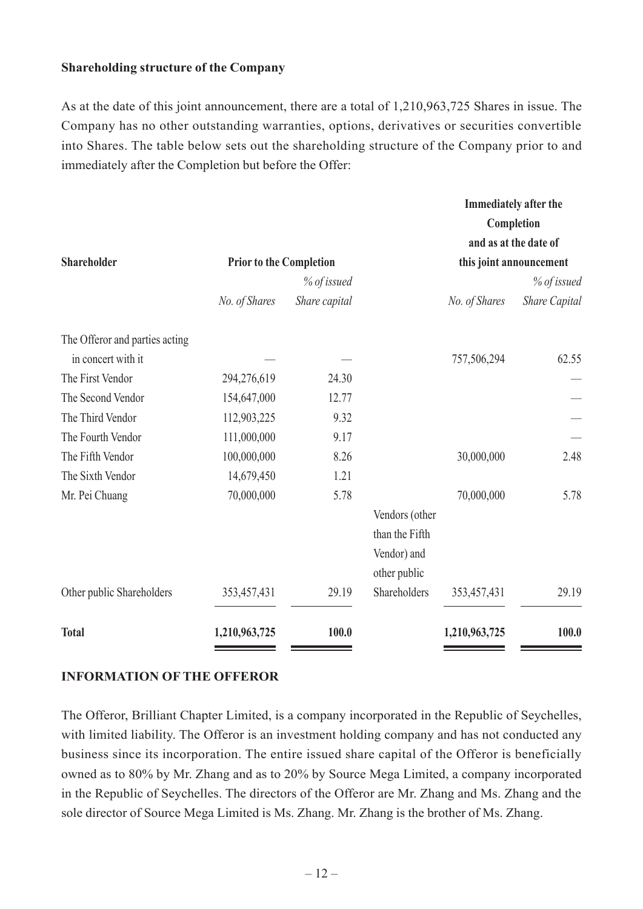**Shareholding structure of the Company**

As at the date of this joint announcement, there are a total of 1,210,963,725 Shares in issue. The Company has no other outstanding warranties, options, derivatives or securities convertible into Shares. The table below sets out the shareholding structure of the Company prior to and immediately after the Completion but before the Offer:

| **Shareholder** | **Prior to the Completion** | | | **Immediately after the Completion and as at the date of this joint announcement** | |
|---|---|---|---|---|---|
| | *No. of Shares* | *% of issued Share capital* | | *No. of Shares* | *% of issued Share Capital* |
| The Offeror and parties acting in concert with it | — | — | | 757,506,294 | 62.55 |
| The First Vendor | 294,276,619 | 24.30 | | | — |
| The Second Vendor | 154,647,000 | 12.77 | | | — |
| The Third Vendor | 112,903,225 | 9.32 | | | — |
| The Fourth Vendor | 111,000,000 | 9.17 | | | — |
| The Fifth Vendor | 100,000,000 | 8.26 | | 30,000,000 | 2.48 |
| The Sixth Vendor | 14,679,450 | 1.21 | | | |
| Mr. Pei Chuang | 70,000,000 | 5.78 | | 70,000,000 | 5.78 |
| Other public Shareholders | 353,457,431 | 29.19 | Vendors (other than the Fifth Vendor) and other public Shareholders | 353,457,431 | 29.19 |
| **Total** | **1,210,963,725** | **100.0** | | **1,210,963,725** | **100.0** |

**INFORMATION OF THE OFFEROR**

The Offeror, Brilliant Chapter Limited, is a company incorporated in the Republic of Seychelles, with limited liability. The Offeror is an investment holding company and has not conducted any business since its incorporation. The entire issued share capital of the Offeror is beneficially owned as to 80% by Mr. Zhang and as to 20% by Source Mega Limited, a company incorporated in the Republic of Seychelles. The directors of the Offeror are Mr. Zhang and Ms. Zhang and the sole director of Source Mega Limited is Ms. Zhang. Mr. Zhang is the brother of Ms. Zhang.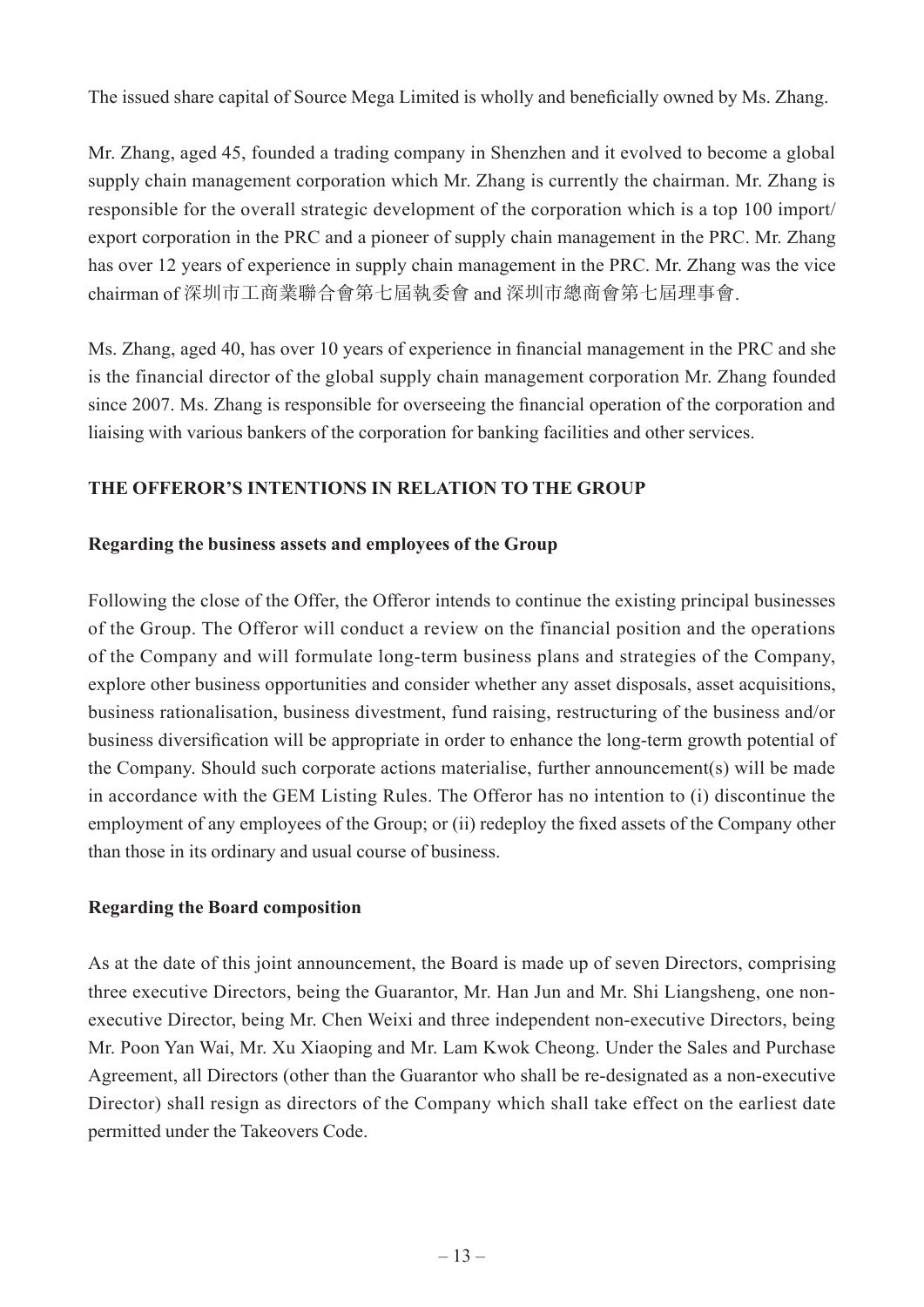The issued share capital of Source Mega Limited is wholly and beneficially owned by Ms. Zhang.

Mr. Zhang, aged 45, founded a trading company in Shenzhen and it evolved to become a global supply chain management corporation which Mr. Zhang is currently the chairman. Mr. Zhang is responsible for the overall strategic development of the corporation which is a top 100 import/export corporation in the PRC and a pioneer of supply chain management in the PRC. Mr. Zhang has over 12 years of experience in supply chain management in the PRC. Mr. Zhang was the vice chairman of 深圳市工商業聯合會第七屆執委會 and 深圳市總商會第七屆理事會.

Ms. Zhang, aged 40, has over 10 years of experience in financial management in the PRC and she is the financial director of the global supply chain management corporation Mr. Zhang founded since 2007. Ms. Zhang is responsible for overseeing the financial operation of the corporation and liaising with various bankers of the corporation for banking facilities and other services.

## THE OFFEROR'S INTENTIONS IN RELATION TO THE GROUP

### Regarding the business assets and employees of the Group

Following the close of the Offer, the Offeror intends to continue the existing principal businesses of the Group. The Offeror will conduct a review on the financial position and the operations of the Company and will formulate long-term business plans and strategies of the Company, explore other business opportunities and consider whether any asset disposals, asset acquisitions, business rationalisation, business divestment, fund raising, restructuring of the business and/or business diversification will be appropriate in order to enhance the long-term growth potential of the Company. Should such corporate actions materialise, further announcement(s) will be made in accordance with the GEM Listing Rules. The Offeror has no intention to (i) discontinue the employment of any employees of the Group; or (ii) redeploy the fixed assets of the Company other than those in its ordinary and usual course of business.

### Regarding the Board composition

As at the date of this joint announcement, the Board is made up of seven Directors, comprising three executive Directors, being the Guarantor, Mr. Han Jun and Mr. Shi Liangsheng, one non-executive Director, being Mr. Chen Weixi and three independent non-executive Directors, being Mr. Poon Yan Wai, Mr. Xu Xiaoping and Mr. Lam Kwok Cheong. Under the Sales and Purchase Agreement, all Directors (other than the Guarantor who shall be re-designated as a non-executive Director) shall resign as directors of the Company which shall take effect on the earliest date permitted under the Takeovers Code.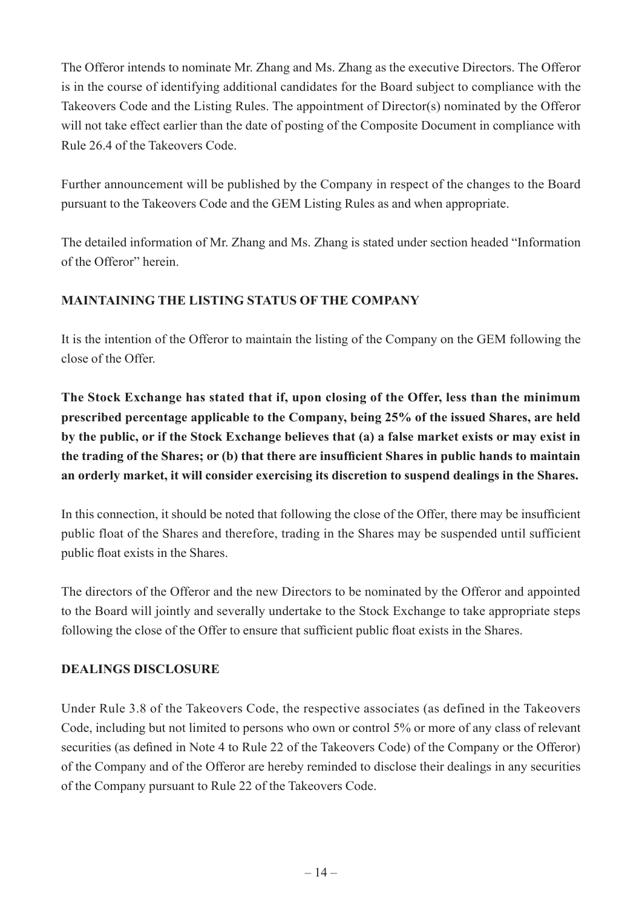The Offeror intends to nominate Mr. Zhang and Ms. Zhang as the executive Directors. The Offeror is in the course of identifying additional candidates for the Board subject to compliance with the Takeovers Code and the Listing Rules. The appointment of Director(s) nominated by the Offeror will not take effect earlier than the date of posting of the Composite Document in compliance with Rule 26.4 of the Takeovers Code.

Further announcement will be published by the Company in respect of the changes to the Board pursuant to the Takeovers Code and the GEM Listing Rules as and when appropriate.

The detailed information of Mr. Zhang and Ms. Zhang is stated under section headed "Information of the Offeror" herein.

## MAINTAINING THE LISTING STATUS OF THE COMPANY

It is the intention of the Offeror to maintain the listing of the Company on the GEM following the close of the Offer.

**The Stock Exchange has stated that if, upon closing of the Offer, less than the minimum prescribed percentage applicable to the Company, being 25% of the issued Shares, are held by the public, or if the Stock Exchange believes that (a) a false market exists or may exist in the trading of the Shares; or (b) that there are insufficient Shares in public hands to maintain an orderly market, it will consider exercising its discretion to suspend dealings in the Shares.**

In this connection, it should be noted that following the close of the Offer, there may be insufficient public float of the Shares and therefore, trading in the Shares may be suspended until sufficient public float exists in the Shares.

The directors of the Offeror and the new Directors to be nominated by the Offeror and appointed to the Board will jointly and severally undertake to the Stock Exchange to take appropriate steps following the close of the Offer to ensure that sufficient public float exists in the Shares.

## DEALINGS DISCLOSURE

Under Rule 3.8 of the Takeovers Code, the respective associates (as defined in the Takeovers Code, including but not limited to persons who own or control 5% or more of any class of relevant securities (as defined in Note 4 to Rule 22 of the Takeovers Code) of the Company or the Offeror) of the Company and of the Offeror are hereby reminded to disclose their dealings in any securities of the Company pursuant to Rule 22 of the Takeovers Code.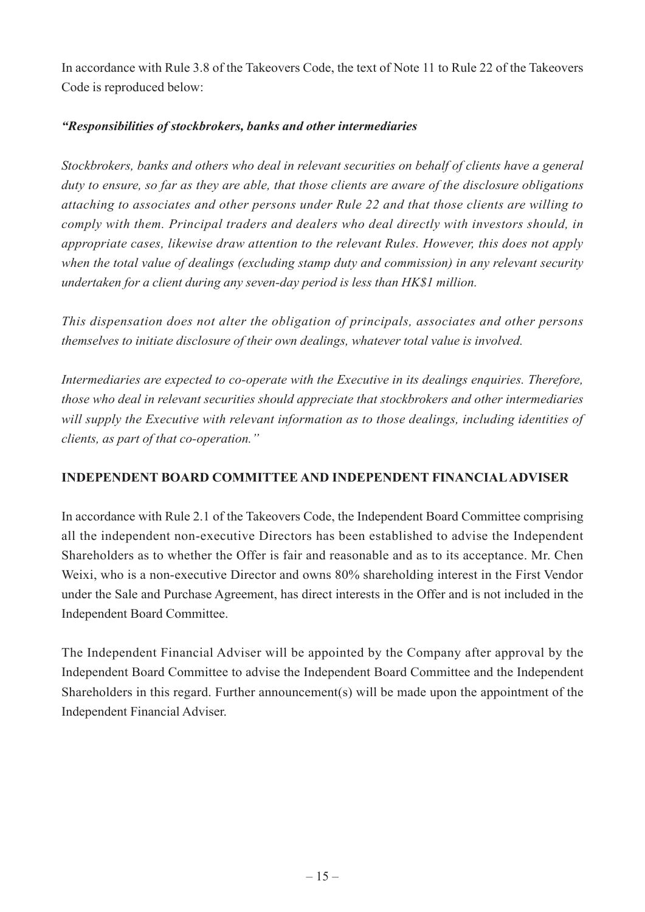In accordance with Rule 3.8 of the Takeovers Code, the text of Note 11 to Rule 22 of the Takeovers Code is reproduced below:

***"Responsibilities of stockbrokers, banks and other intermediaries***

*Stockbrokers, banks and others who deal in relevant securities on behalf of clients have a general duty to ensure, so far as they are able, that those clients are aware of the disclosure obligations attaching to associates and other persons under Rule 22 and that those clients are willing to comply with them. Principal traders and dealers who deal directly with investors should, in appropriate cases, likewise draw attention to the relevant Rules. However, this does not apply when the total value of dealings (excluding stamp duty and commission) in any relevant security undertaken for a client during any seven-day period is less than HK$1 million.*

*This dispensation does not alter the obligation of principals, associates and other persons themselves to initiate disclosure of their own dealings, whatever total value is involved.*

*Intermediaries are expected to co-operate with the Executive in its dealings enquiries. Therefore, those who deal in relevant securities should appreciate that stockbrokers and other intermediaries will supply the Executive with relevant information as to those dealings, including identities of clients, as part of that co-operation."*

## INDEPENDENT BOARD COMMITTEE AND INDEPENDENT FINANCIAL ADVISER

In accordance with Rule 2.1 of the Takeovers Code, the Independent Board Committee comprising all the independent non-executive Directors has been established to advise the Independent Shareholders as to whether the Offer is fair and reasonable and as to its acceptance. Mr. Chen Weixi, who is a non-executive Director and owns 80% shareholding interest in the First Vendor under the Sale and Purchase Agreement, has direct interests in the Offer and is not included in the Independent Board Committee.

The Independent Financial Adviser will be appointed by the Company after approval by the Independent Board Committee to advise the Independent Board Committee and the Independent Shareholders in this regard. Further announcement(s) will be made upon the appointment of the Independent Financial Adviser.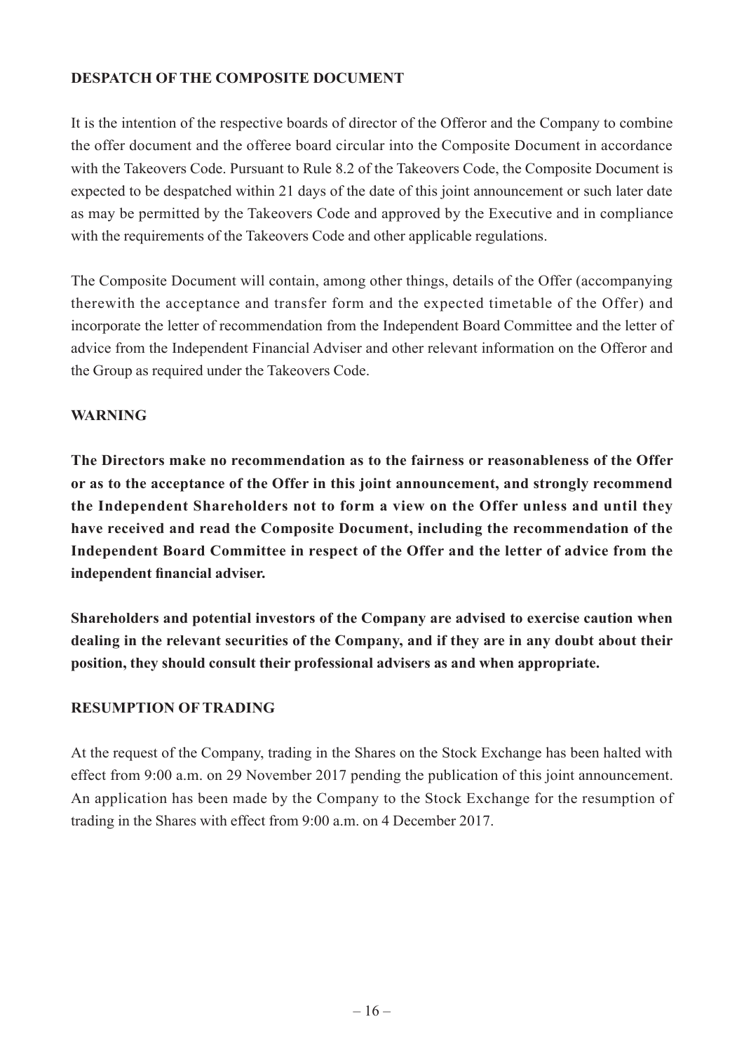## DESPATCH OF THE COMPOSITE DOCUMENT

It is the intention of the respective boards of director of the Offeror and the Company to combine the offer document and the offeree board circular into the Composite Document in accordance with the Takeovers Code. Pursuant to Rule 8.2 of the Takeovers Code, the Composite Document is expected to be despatched within 21 days of the date of this joint announcement or such later date as may be permitted by the Takeovers Code and approved by the Executive and in compliance with the requirements of the Takeovers Code and other applicable regulations.

The Composite Document will contain, among other things, details of the Offer (accompanying therewith the acceptance and transfer form and the expected timetable of the Offer) and incorporate the letter of recommendation from the Independent Board Committee and the letter of advice from the Independent Financial Adviser and other relevant information on the Offeror and the Group as required under the Takeovers Code.

## WARNING

**The Directors make no recommendation as to the fairness or reasonableness of the Offer or as to the acceptance of the Offer in this joint announcement, and strongly recommend the Independent Shareholders not to form a view on the Offer unless and until they have received and read the Composite Document, including the recommendation of the Independent Board Committee in respect of the Offer and the letter of advice from the independent financial adviser.**

**Shareholders and potential investors of the Company are advised to exercise caution when dealing in the relevant securities of the Company, and if they are in any doubt about their position, they should consult their professional advisers as and when appropriate.**

## RESUMPTION OF TRADING

At the request of the Company, trading in the Shares on the Stock Exchange has been halted with effect from 9:00 a.m. on 29 November 2017 pending the publication of this joint announcement. An application has been made by the Company to the Stock Exchange for the resumption of trading in the Shares with effect from 9:00 a.m. on 4 December 2017.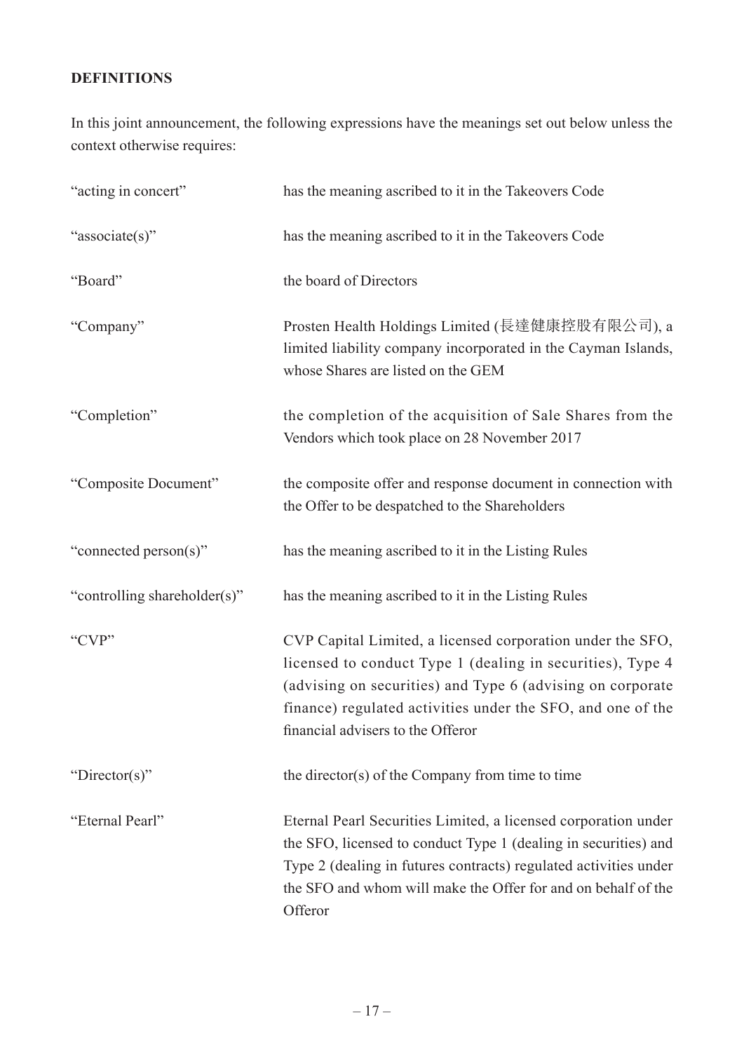## DEFINITIONS

In this joint announcement, the following expressions have the meanings set out below unless the context otherwise requires:

| | |
|---|---|
| "acting in concert" | has the meaning ascribed to it in the Takeovers Code |
| "associate(s)" | has the meaning ascribed to it in the Takeovers Code |
| "Board" | the board of Directors |
| "Company" | Prosten Health Holdings Limited (長達健康控股有限公司), a limited liability company incorporated in the Cayman Islands, whose Shares are listed on the GEM |
| "Completion" | the completion of the acquisition of Sale Shares from the Vendors which took place on 28 November 2017 |
| "Composite Document" | the composite offer and response document in connection with the Offer to be despatched to the Shareholders |
| "connected person(s)" | has the meaning ascribed to it in the Listing Rules |
| "controlling shareholder(s)" | has the meaning ascribed to it in the Listing Rules |
| "CVP" | CVP Capital Limited, a licensed corporation under the SFO, licensed to conduct Type 1 (dealing in securities), Type 4 (advising on securities) and Type 6 (advising on corporate finance) regulated activities under the SFO, and one of the financial advisers to the Offeror |
| "Director(s)" | the director(s) of the Company from time to time |
| "Eternal Pearl" | Eternal Pearl Securities Limited, a licensed corporation under the SFO, licensed to conduct Type 1 (dealing in securities) and Type 2 (dealing in futures contracts) regulated activities under the SFO and whom will make the Offer for and on behalf of the Offeror |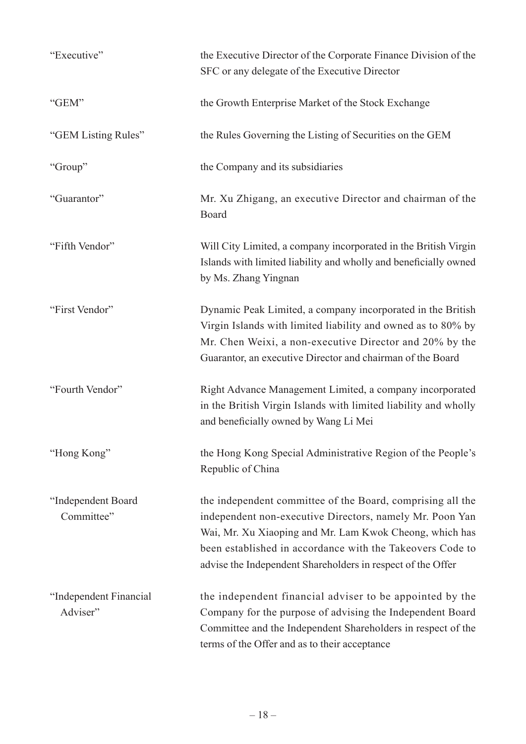| | |
|---|---|
| "Executive" | the Executive Director of the Corporate Finance Division of the SFC or any delegate of the Executive Director |
| "GEM" | the Growth Enterprise Market of the Stock Exchange |
| "GEM Listing Rules" | the Rules Governing the Listing of Securities on the GEM |
| "Group" | the Company and its subsidiaries |
| "Guarantor" | Mr. Xu Zhigang, an executive Director and chairman of the Board |
| "Fifth Vendor" | Will City Limited, a company incorporated in the British Virgin Islands with limited liability and wholly and beneficially owned by Ms. Zhang Yingnan |
| "First Vendor" | Dynamic Peak Limited, a company incorporated in the British Virgin Islands with limited liability and owned as to 80% by Mr. Chen Weixi, a non-executive Director and 20% by the Guarantor, an executive Director and chairman of the Board |
| "Fourth Vendor" | Right Advance Management Limited, a company incorporated in the British Virgin Islands with limited liability and wholly and beneficially owned by Wang Li Mei |
| "Hong Kong" | the Hong Kong Special Administrative Region of the People's Republic of China |
| "Independent Board Committee" | the independent committee of the Board, comprising all the independent non-executive Directors, namely Mr. Poon Yan Wai, Mr. Xu Xiaoping and Mr. Lam Kwok Cheong, which has been established in accordance with the Takeovers Code to advise the Independent Shareholders in respect of the Offer |
| "Independent Financial Adviser" | the independent financial adviser to be appointed by the Company for the purpose of advising the Independent Board Committee and the Independent Shareholders in respect of the terms of the Offer and as to their acceptance |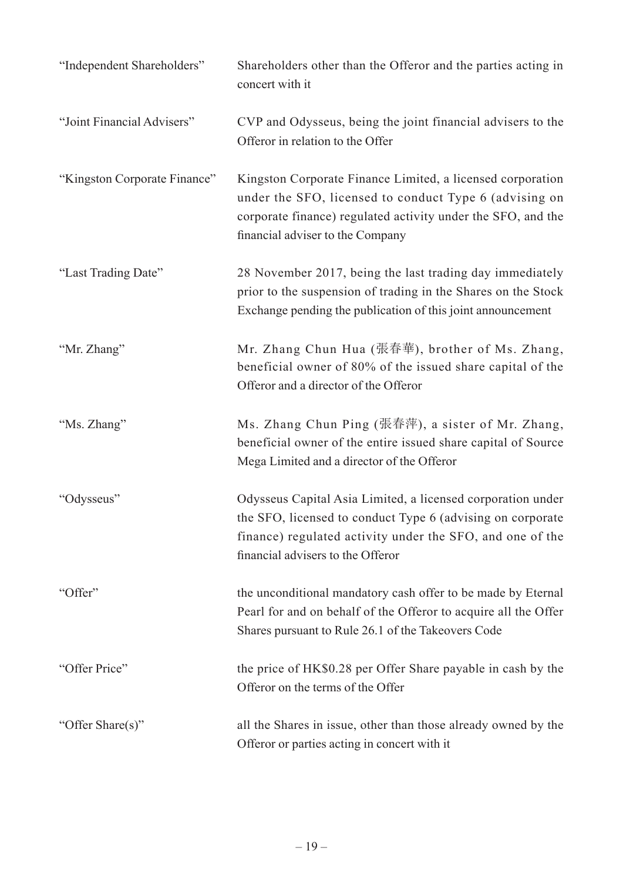| | |
|---|---|
| "Independent Shareholders" | Shareholders other than the Offeror and the parties acting in concert with it |
| "Joint Financial Advisers" | CVP and Odysseus, being the joint financial advisers to the Offeror in relation to the Offer |
| "Kingston Corporate Finance" | Kingston Corporate Finance Limited, a licensed corporation under the SFO, licensed to conduct Type 6 (advising on corporate finance) regulated activity under the SFO, and the financial adviser to the Company |
| "Last Trading Date" | 28 November 2017, being the last trading day immediately prior to the suspension of trading in the Shares on the Stock Exchange pending the publication of this joint announcement |
| "Mr. Zhang" | Mr. Zhang Chun Hua (張春華), brother of Ms. Zhang, beneficial owner of 80% of the issued share capital of the Offeror and a director of the Offeror |
| "Ms. Zhang" | Ms. Zhang Chun Ping (張春萍), a sister of Mr. Zhang, beneficial owner of the entire issued share capital of Source Mega Limited and a director of the Offeror |
| "Odysseus" | Odysseus Capital Asia Limited, a licensed corporation under the SFO, licensed to conduct Type 6 (advising on corporate finance) regulated activity under the SFO, and one of the financial advisers to the Offeror |
| "Offer" | the unconditional mandatory cash offer to be made by Eternal Pearl for and on behalf of the Offeror to acquire all the Offer Shares pursuant to Rule 26.1 of the Takeovers Code |
| "Offer Price" | the price of HK$0.28 per Offer Share payable in cash by the Offeror on the terms of the Offer |
| "Offer Share(s)" | all the Shares in issue, other than those already owned by the Offeror or parties acting in concert with it |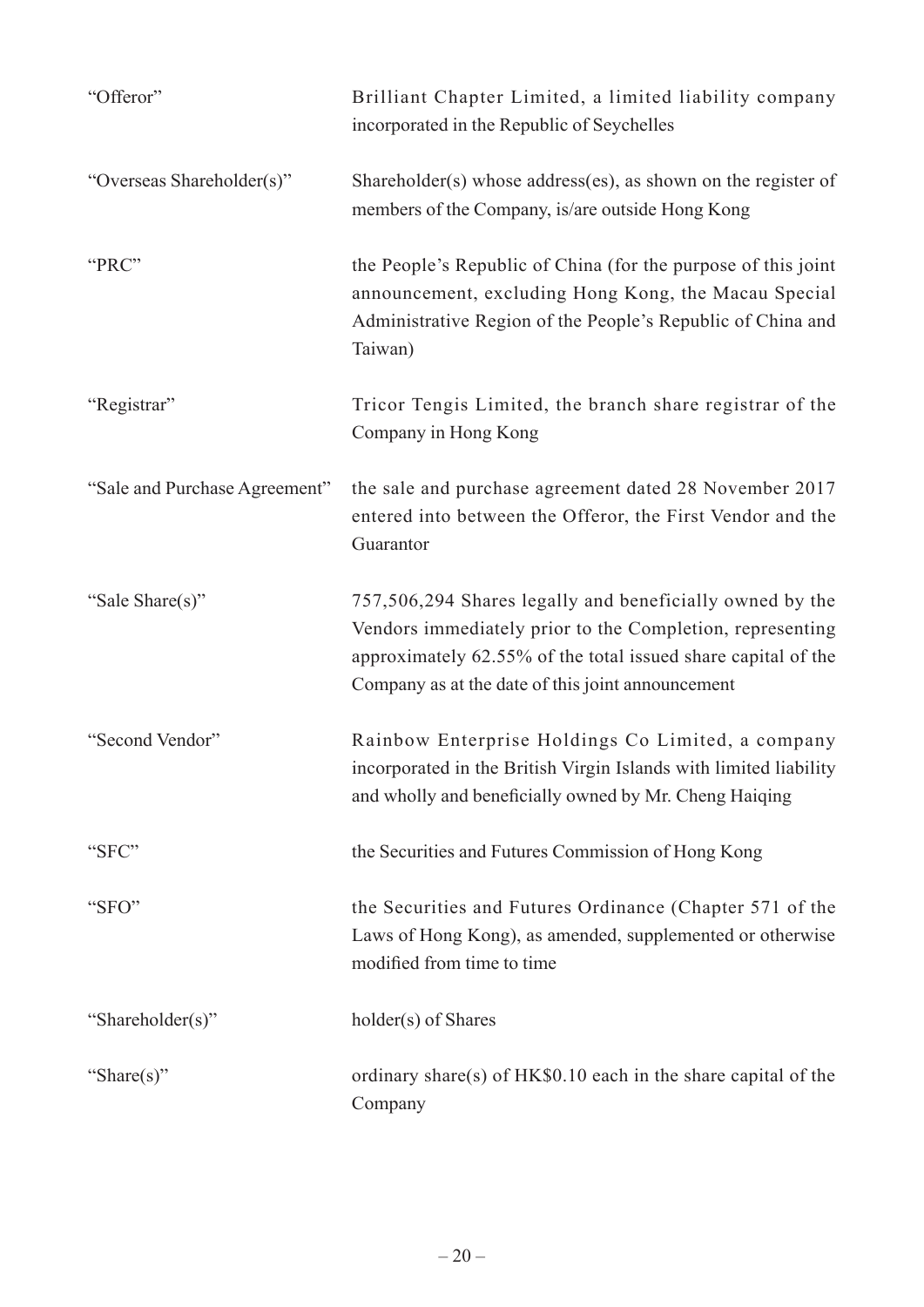| | |
|---|---|
| "Offeror" | Brilliant Chapter Limited, a limited liability company incorporated in the Republic of Seychelles |
| "Overseas Shareholder(s)" | Shareholder(s) whose address(es), as shown on the register of members of the Company, is/are outside Hong Kong |
| "PRC" | the People's Republic of China (for the purpose of this joint announcement, excluding Hong Kong, the Macau Special Administrative Region of the People's Republic of China and Taiwan) |
| "Registrar" | Tricor Tengis Limited, the branch share registrar of the Company in Hong Kong |
| "Sale and Purchase Agreement" | the sale and purchase agreement dated 28 November 2017 entered into between the Offeror, the First Vendor and the Guarantor |
| "Sale Share(s)" | 757,506,294 Shares legally and beneficially owned by the Vendors immediately prior to the Completion, representing approximately 62.55% of the total issued share capital of the Company as at the date of this joint announcement |
| "Second Vendor" | Rainbow Enterprise Holdings Co Limited, a company incorporated in the British Virgin Islands with limited liability and wholly and beneficially owned by Mr. Cheng Haiqing |
| "SFC" | the Securities and Futures Commission of Hong Kong |
| "SFO" | the Securities and Futures Ordinance (Chapter 571 of the Laws of Hong Kong), as amended, supplemented or otherwise modified from time to time |
| "Shareholder(s)" | holder(s) of Shares |
| "Share(s)" | ordinary share(s) of HK$0.10 each in the share capital of the Company |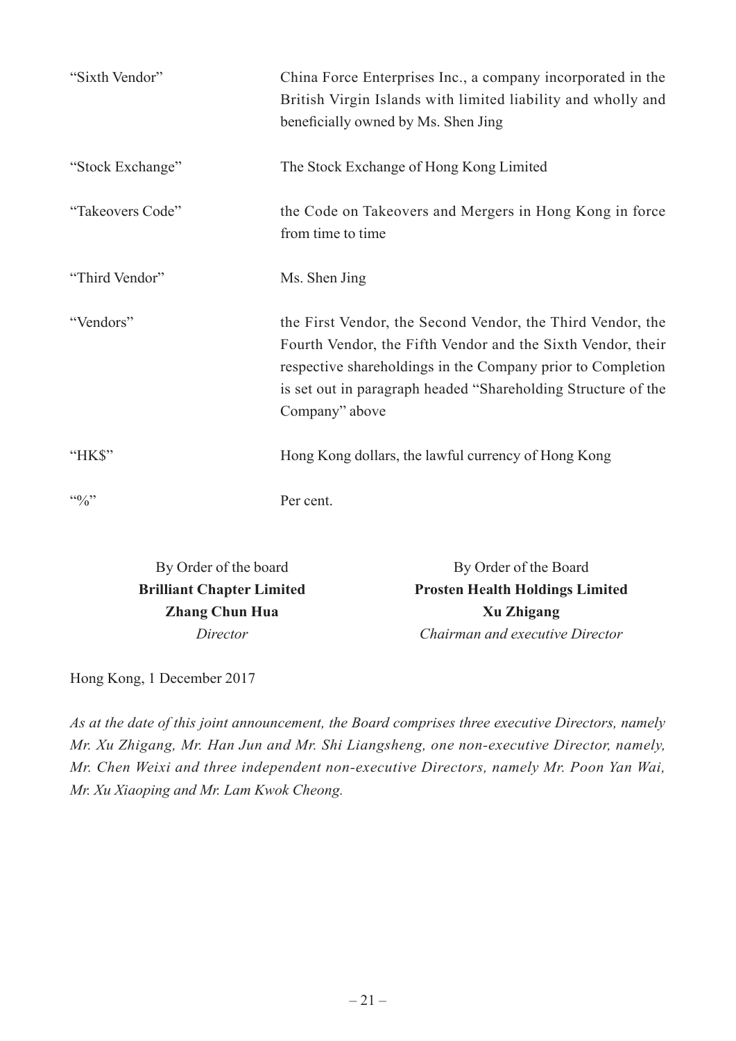| | |
|---|---|
| "Sixth Vendor" | China Force Enterprises Inc., a company incorporated in the British Virgin Islands with limited liability and wholly and beneficially owned by Ms. Shen Jing |
| "Stock Exchange" | The Stock Exchange of Hong Kong Limited |
| "Takeovers Code" | the Code on Takeovers and Mergers in Hong Kong in force from time to time |
| "Third Vendor" | Ms. Shen Jing |
| "Vendors" | the First Vendor, the Second Vendor, the Third Vendor, the Fourth Vendor, the Fifth Vendor and the Sixth Vendor, their respective shareholdings in the Company prior to Completion is set out in paragraph headed "Shareholding Structure of the Company" above |
| "HK$" | Hong Kong dollars, the lawful currency of Hong Kong |
| "%" | Per cent. |

By Order of the board
**Brilliant Chapter Limited**
**Zhang Chun Hua**
*Director*

By Order of the Board
**Prosten Health Holdings Limited**
**Xu Zhigang**
*Chairman and executive Director*

Hong Kong, 1 December 2017

*As at the date of this joint announcement, the Board comprises three executive Directors, namely Mr. Xu Zhigang, Mr. Han Jun and Mr. Shi Liangsheng, one non-executive Director, namely, Mr. Chen Weixi and three independent non-executive Directors, namely Mr. Poon Yan Wai, Mr. Xu Xiaoping and Mr. Lam Kwok Cheong.*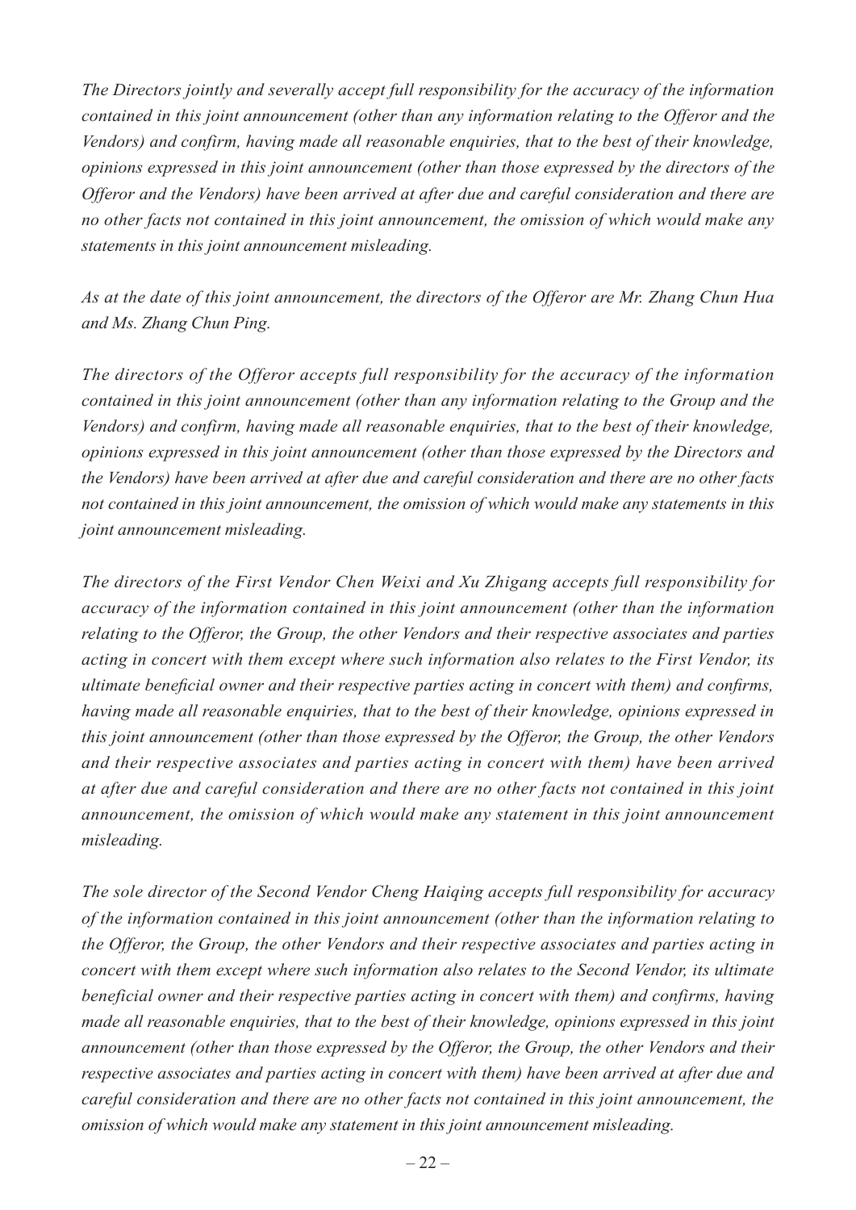*The Directors jointly and severally accept full responsibility for the accuracy of the information contained in this joint announcement (other than any information relating to the Offeror and the Vendors) and confirm, having made all reasonable enquiries, that to the best of their knowledge, opinions expressed in this joint announcement (other than those expressed by the directors of the Offeror and the Vendors) have been arrived at after due and careful consideration and there are no other facts not contained in this joint announcement, the omission of which would make any statements in this joint announcement misleading.*

*As at the date of this joint announcement, the directors of the Offeror are Mr. Zhang Chun Hua and Ms. Zhang Chun Ping.*

*The directors of the Offeror accepts full responsibility for the accuracy of the information contained in this joint announcement (other than any information relating to the Group and the Vendors) and confirm, having made all reasonable enquiries, that to the best of their knowledge, opinions expressed in this joint announcement (other than those expressed by the Directors and the Vendors) have been arrived at after due and careful consideration and there are no other facts not contained in this joint announcement, the omission of which would make any statements in this joint announcement misleading.*

*The directors of the First Vendor Chen Weixi and Xu Zhigang accepts full responsibility for accuracy of the information contained in this joint announcement (other than the information relating to the Offeror, the Group, the other Vendors and their respective associates and parties acting in concert with them except where such information also relates to the First Vendor, its ultimate beneficial owner and their respective parties acting in concert with them) and confirms, having made all reasonable enquiries, that to the best of their knowledge, opinions expressed in this joint announcement (other than those expressed by the Offeror, the Group, the other Vendors and their respective associates and parties acting in concert with them) have been arrived at after due and careful consideration and there are no other facts not contained in this joint announcement, the omission of which would make any statement in this joint announcement misleading.*

*The sole director of the Second Vendor Cheng Haiqing accepts full responsibility for accuracy of the information contained in this joint announcement (other than the information relating to the Offeror, the Group, the other Vendors and their respective associates and parties acting in concert with them except where such information also relates to the Second Vendor, its ultimate beneficial owner and their respective parties acting in concert with them) and confirms, having made all reasonable enquiries, that to the best of their knowledge, opinions expressed in this joint announcement (other than those expressed by the Offeror, the Group, the other Vendors and their respective associates and parties acting in concert with them) have been arrived at after due and careful consideration and there are no other facts not contained in this joint announcement, the omission of which would make any statement in this joint announcement misleading.*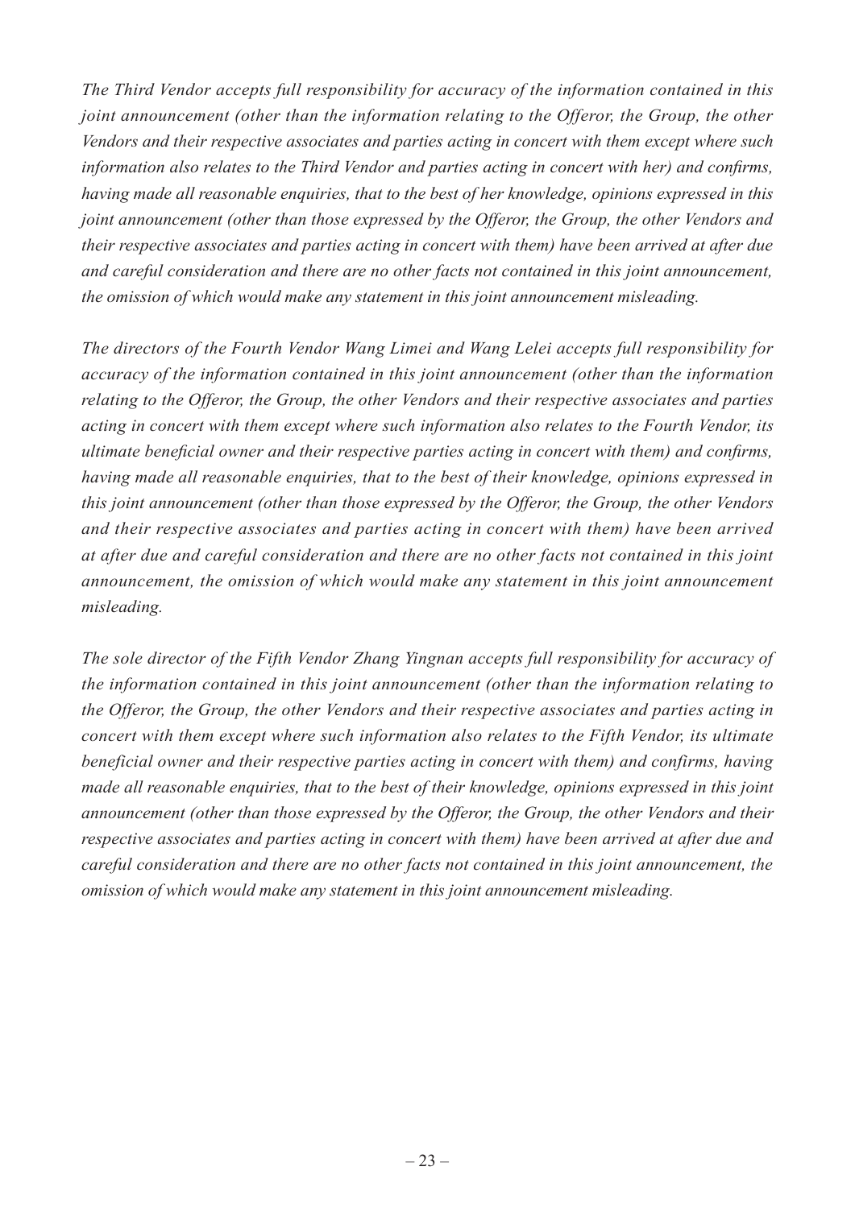*The Third Vendor accepts full responsibility for accuracy of the information contained in this joint announcement (other than the information relating to the Offeror, the Group, the other Vendors and their respective associates and parties acting in concert with them except where such information also relates to the Third Vendor and parties acting in concert with her) and confirms, having made all reasonable enquiries, that to the best of her knowledge, opinions expressed in this joint announcement (other than those expressed by the Offeror, the Group, the other Vendors and their respective associates and parties acting in concert with them) have been arrived at after due and careful consideration and there are no other facts not contained in this joint announcement, the omission of which would make any statement in this joint announcement misleading.*

*The directors of the Fourth Vendor Wang Limei and Wang Lelei accepts full responsibility for accuracy of the information contained in this joint announcement (other than the information relating to the Offeror, the Group, the other Vendors and their respective associates and parties acting in concert with them except where such information also relates to the Fourth Vendor, its ultimate beneficial owner and their respective parties acting in concert with them) and confirms, having made all reasonable enquiries, that to the best of their knowledge, opinions expressed in this joint announcement (other than those expressed by the Offeror, the Group, the other Vendors and their respective associates and parties acting in concert with them) have been arrived at after due and careful consideration and there are no other facts not contained in this joint announcement, the omission of which would make any statement in this joint announcement misleading.*

*The sole director of the Fifth Vendor Zhang Yingnan accepts full responsibility for accuracy of the information contained in this joint announcement (other than the information relating to the Offeror, the Group, the other Vendors and their respective associates and parties acting in concert with them except where such information also relates to the Fifth Vendor, its ultimate beneficial owner and their respective parties acting in concert with them) and confirms, having made all reasonable enquiries, that to the best of their knowledge, opinions expressed in this joint announcement (other than those expressed by the Offeror, the Group, the other Vendors and their respective associates and parties acting in concert with them) have been arrived at after due and careful consideration and there are no other facts not contained in this joint announcement, the omission of which would make any statement in this joint announcement misleading.*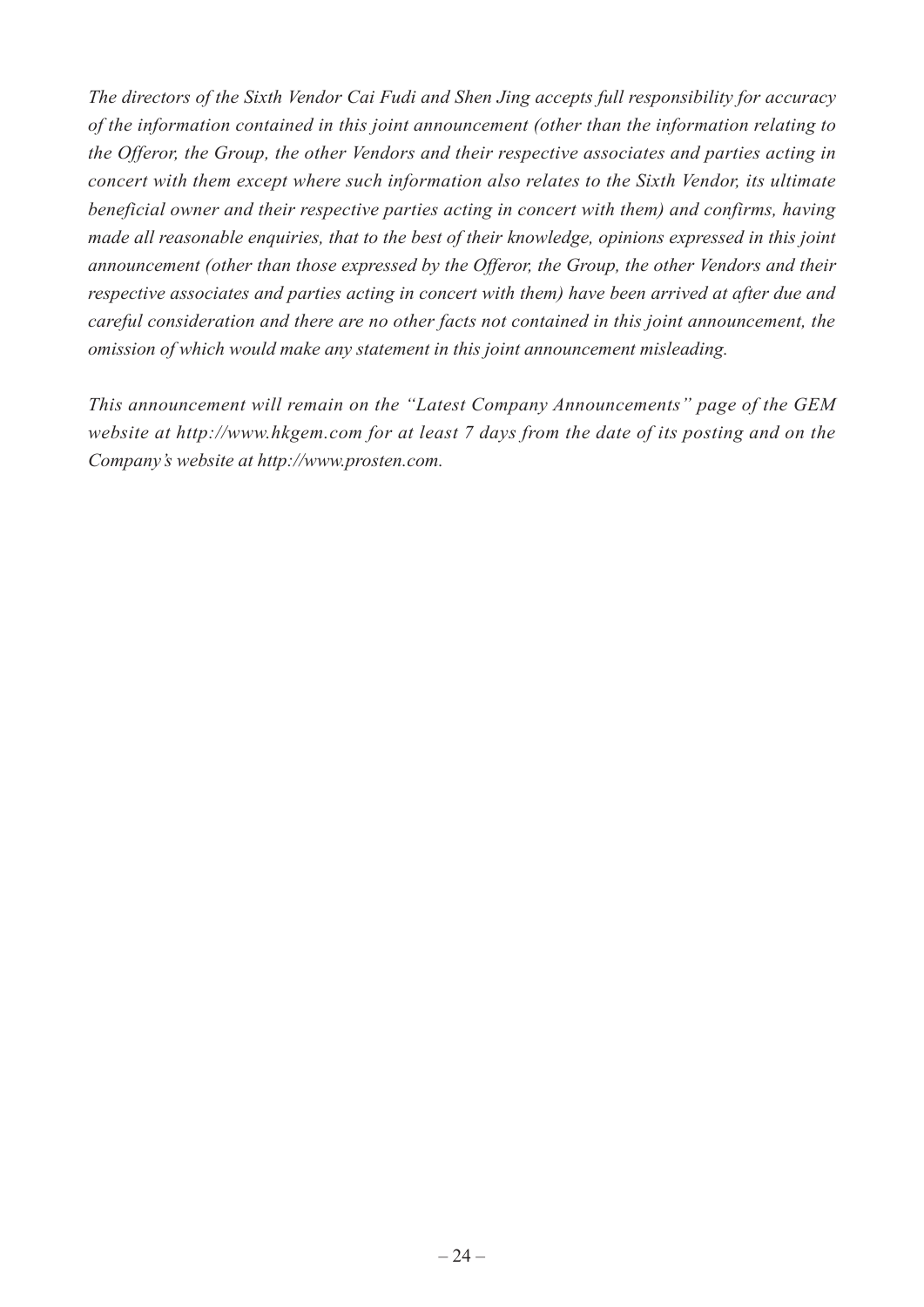*The directors of the Sixth Vendor Cai Fudi and Shen Jing accepts full responsibility for accuracy of the information contained in this joint announcement (other than the information relating to the Offeror, the Group, the other Vendors and their respective associates and parties acting in concert with them except where such information also relates to the Sixth Vendor, its ultimate beneficial owner and their respective parties acting in concert with them) and confirms, having made all reasonable enquiries, that to the best of their knowledge, opinions expressed in this joint announcement (other than those expressed by the Offeror, the Group, the other Vendors and their respective associates and parties acting in concert with them) have been arrived at after due and careful consideration and there are no other facts not contained in this joint announcement, the omission of which would make any statement in this joint announcement misleading.*

*This announcement will remain on the "Latest Company Announcements" page of the GEM website at http://www.hkgem.com for at least 7 days from the date of its posting and on the Company's website at http://www.prosten.com.*